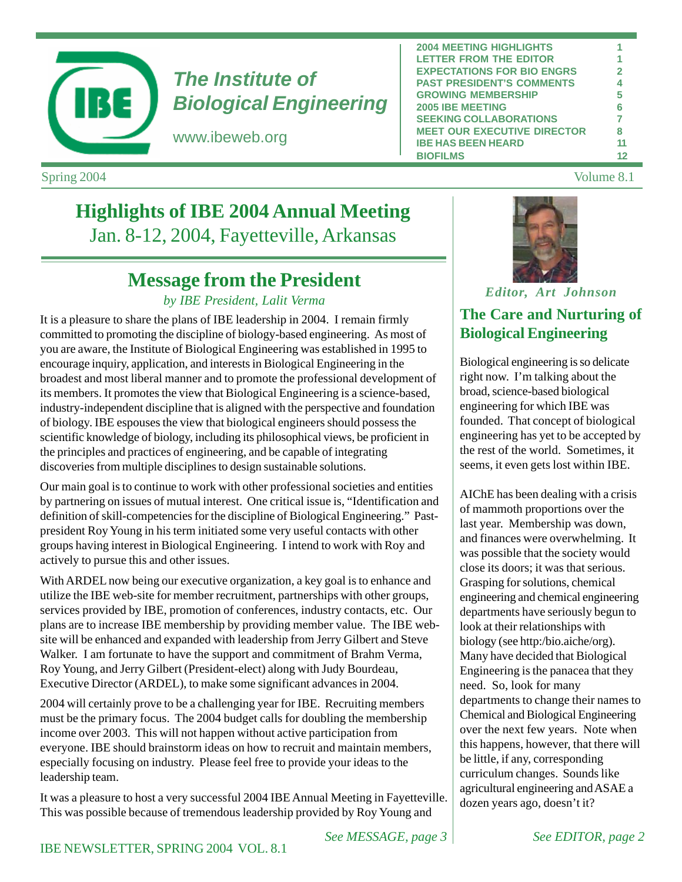# The Institute of Biological Engineering

www.ibeweb.org

| | |
|---|---|
| 2004 MEETING HIGHLIGHTS | 1 |
| LETTER FROM THE EDITOR | 1 |
| EXPECTATIONS FOR BIO ENGRS | 2 |
| PAST PRESIDENT'S COMMENTS | 4 |
| GROWING MEMBERSHIP | 5 |
| 2005 IBE MEETING | 6 |
| SEEKING COLLABORATIONS | 7 |
| MEET OUR EXECUTIVE DIRECTOR | 8 |
| IBE HAS BEEN HEARD | 11 |
| BIOFILMS | 12 |

Spring 2004 — Volume 8.1

## Highlights of IBE 2004 Annual Meeting
Jan. 8-12, 2004, Fayetteville, Arkansas

## Message from the President

*by IBE President, Lalit Verma*

It is a pleasure to share the plans of IBE leadership in 2004. I remain firmly committed to promoting the discipline of biology-based engineering. As most of you are aware, the Institute of Biological Engineering was established in 1995 to encourage inquiry, application, and interests in Biological Engineering in the broadest and most liberal manner and to promote the professional development of its members. It promotes the view that Biological Engineering is a science-based, industry-independent discipline that is aligned with the perspective and foundation of biology. IBE espouses the view that biological engineers should possess the scientific knowledge of biology, including its philosophical views, be proficient in the principles and practices of engineering, and be capable of integrating discoveries from multiple disciplines to design sustainable solutions.

Our main goal is to continue to work with other professional societies and entities by partnering on issues of mutual interest. One critical issue is, "Identification and definition of skill-competencies for the discipline of Biological Engineering." Past-president Roy Young in his term initiated some very useful contacts with other groups having interest in Biological Engineering. I intend to work with Roy and actively to pursue this and other issues.

With ARDEL now being our executive organization, a key goal is to enhance and utilize the IBE web-site for member recruitment, partnerships with other groups, services provided by IBE, promotion of conferences, industry contacts, etc. Our plans are to increase IBE membership by providing member value. The IBE web-site will be enhanced and expanded with leadership from Jerry Gilbert and Steve Walker. I am fortunate to have the support and commitment of Brahm Verma, Roy Young, and Jerry Gilbert (President-elect) along with Judy Bourdeau, Executive Director (ARDEL), to make some significant advances in 2004.

2004 will certainly prove to be a challenging year for IBE. Recruiting members must be the primary focus. The 2004 budget calls for doubling the membership income over 2003. This will not happen without active participation from everyone. IBE should brainstorm ideas on how to recruit and maintain members, especially focusing on industry. Please feel free to provide your ideas to the leadership team.

It was a pleasure to host a very successful 2004 IBE Annual Meeting in Fayetteville. This was possible because of tremendous leadership provided by Roy Young and

*See MESSAGE, page 3*

*Editor, Art Johnson*

## The Care and Nurturing of Biological Engineering

Biological engineering is so delicate right now. I'm talking about the broad, science-based biological engineering for which IBE was founded. That concept of biological engineering has yet to be accepted by the rest of the world. Sometimes, it seems, it even gets lost within IBE.

AIChE has been dealing with a crisis of mammoth proportions over the last year. Membership was down, and finances were overwhelming. It was possible that the society would close its doors; it was that serious. Grasping for solutions, chemical engineering and chemical engineering departments have seriously begun to look at their relationships with biology (see http:/bio.aiche/org). Many have decided that Biological Engineering is the panacea that they need. So, look for many departments to change their names to Chemical and Biological Engineering over the next few years. Note when this happens, however, that there will be little, if any, corresponding curriculum changes. Sounds like agricultural engineering and ASAE a dozen years ago, doesn't it?

*See EDITOR, page 2*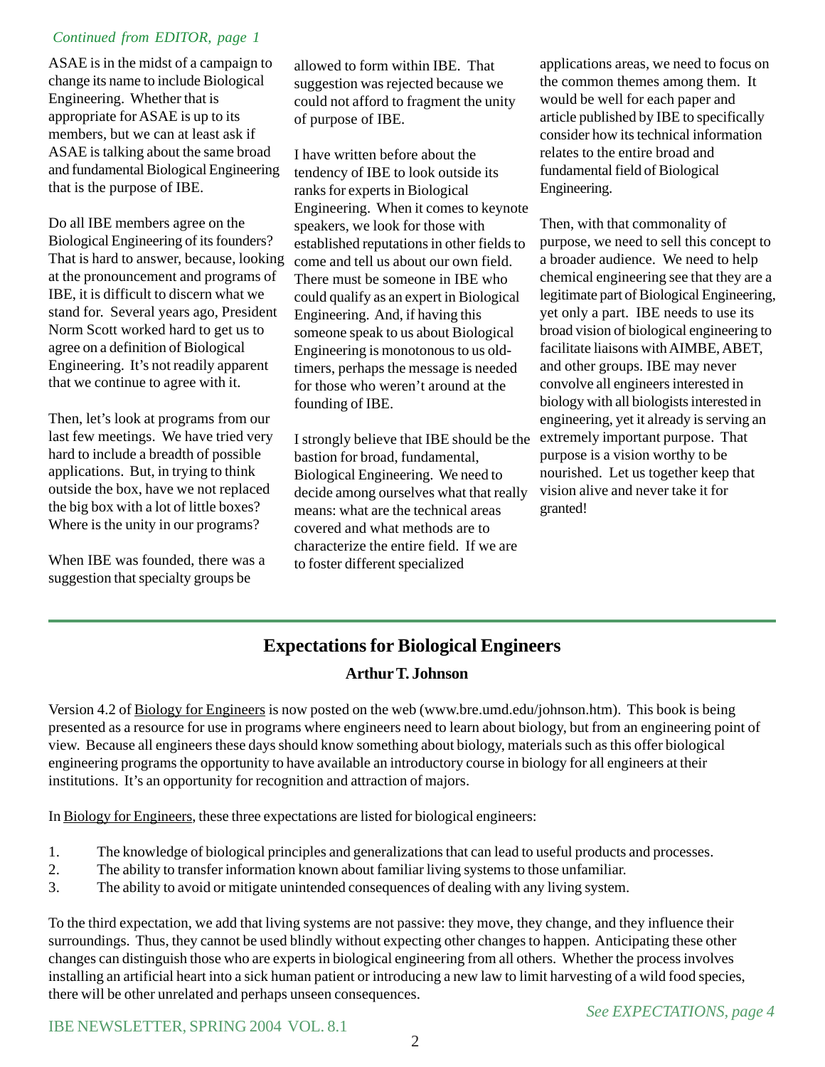*Continued from EDITOR, page 1*

ASAE is in the midst of a campaign to change its name to include Biological Engineering. Whether that is appropriate for ASAE is up to its members, but we can at least ask if ASAE is talking about the same broad and fundamental Biological Engineering that is the purpose of IBE.

Do all IBE members agree on the Biological Engineering of its founders? That is hard to answer, because, looking at the pronouncement and programs of IBE, it is difficult to discern what we stand for. Several years ago, President Norm Scott worked hard to get us to agree on a definition of Biological Engineering. It's not readily apparent that we continue to agree with it.

Then, let's look at programs from our last few meetings. We have tried very hard to include a breadth of possible applications. But, in trying to think outside the box, have we not replaced the big box with a lot of little boxes? Where is the unity in our programs?

When IBE was founded, there was a suggestion that specialty groups be allowed to form within IBE. That suggestion was rejected because we could not afford to fragment the unity of purpose of IBE.

I have written before about the tendency of IBE to look outside its ranks for experts in Biological Engineering. When it comes to keynote speakers, we look for those with established reputations in other fields to come and tell us about our own field. There must be someone in IBE who could qualify as an expert in Biological Engineering. And, if having this someone speak to us about Biological Engineering is monotonous to us old-timers, perhaps the message is needed for those who weren't around at the founding of IBE.

I strongly believe that IBE should be the bastion for broad, fundamental, Biological Engineering. We need to decide among ourselves what that really means: what are the technical areas covered and what methods are to characterize the entire field. If we are to foster different specialized applications areas, we need to focus on the common themes among them. It would be well for each paper and article published by IBE to specifically consider how its technical information relates to the entire broad and fundamental field of Biological Engineering.

Then, with that commonality of purpose, we need to sell this concept to a broader audience. We need to help chemical engineering see that they are a legitimate part of Biological Engineering, yet only a part. IBE needs to use its broad vision of biological engineering to facilitate liaisons with AIMBE, ABET, and other groups. IBE may never convolve all engineers interested in biology with all biologists interested in engineering, yet it already is serving an extremely important purpose. That purpose is a vision worthy to be nourished. Let us together keep that vision alive and never take it for granted!

---

## Expectations for Biological Engineers

**Arthur T. Johnson**

Version 4.2 of Biology for Engineers is now posted on the web (www.bre.umd.edu/johnson.htm). This book is being presented as a resource for use in programs where engineers need to learn about biology, but from an engineering point of view. Because all engineers these days should know something about biology, materials such as this offer biological engineering programs the opportunity to have available an introductory course in biology for all engineers at their institutions. It's an opportunity for recognition and attraction of majors.

In Biology for Engineers, these three expectations are listed for biological engineers:

1. The knowledge of biological principles and generalizations that can lead to useful products and processes.
2. The ability to transfer information known about familiar living systems to those unfamiliar.
3. The ability to avoid or mitigate unintended consequences of dealing with any living system.

To the third expectation, we add that living systems are not passive: they move, they change, and they influence their surroundings. Thus, they cannot be used blindly without expecting other changes to happen. Anticipating these other changes can distinguish those who are experts in biological engineering from all others. Whether the process involves installing an artificial heart into a sick human patient or introducing a new law to limit harvesting of a wild food species, there will be other unrelated and perhaps unseen consequences.

*See EXPECTATIONS, page 4*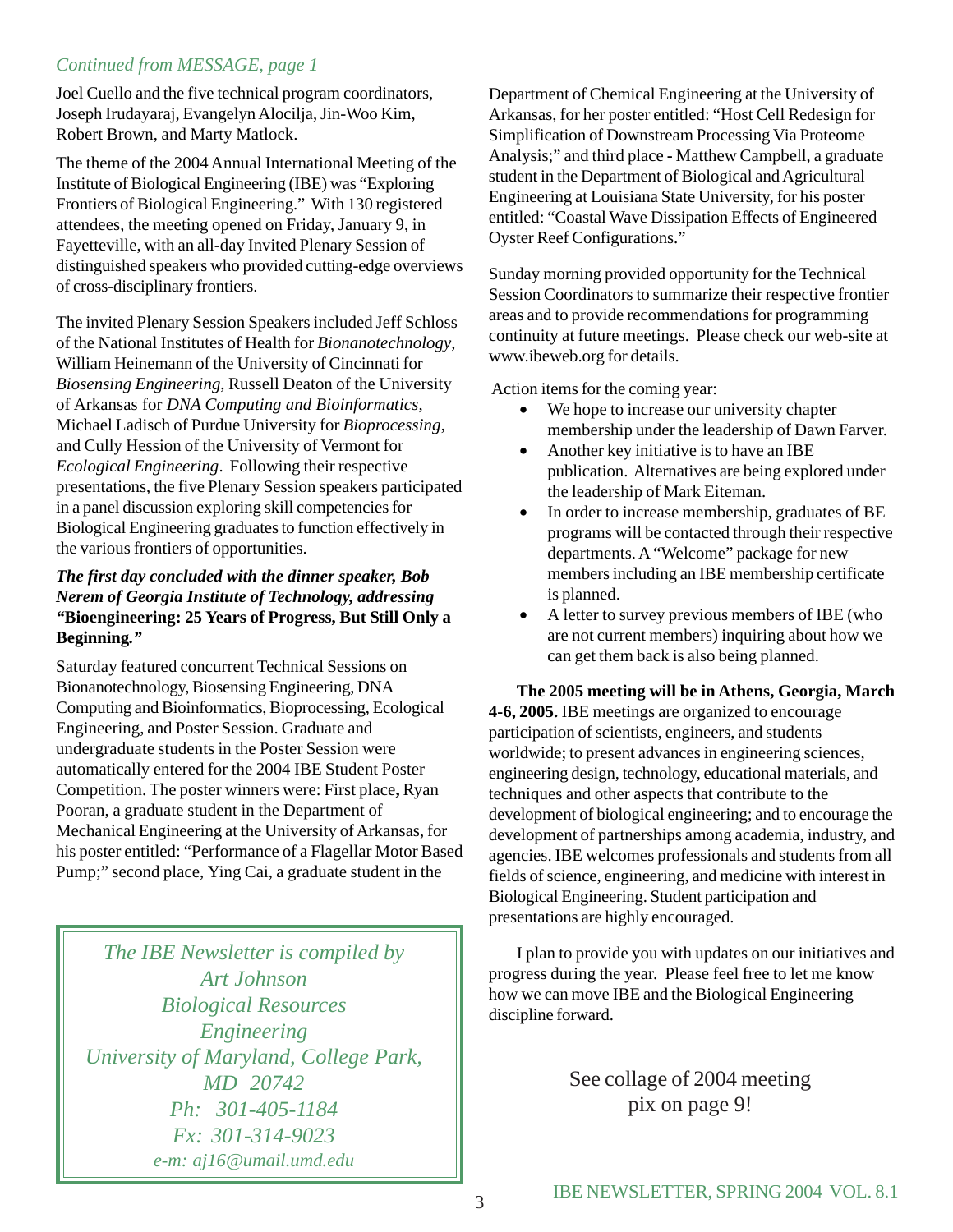*Continued from MESSAGE, page 1*

Joel Cuello and the five technical program coordinators, Joseph Irudayaraj, Evangelyn Alocilja, Jin-Woo Kim, Robert Brown, and Marty Matlock.

The theme of the 2004 Annual International Meeting of the Institute of Biological Engineering (IBE) was "Exploring Frontiers of Biological Engineering." With 130 registered attendees, the meeting opened on Friday, January 9, in Fayetteville, with an all-day Invited Plenary Session of distinguished speakers who provided cutting-edge overviews of cross-disciplinary frontiers.

The invited Plenary Session Speakers included Jeff Schloss of the National Institutes of Health for *Bionanotechnology*, William Heinemann of the University of Cincinnati for *Biosensing Engineering*, Russell Deaton of the University of Arkansas for *DNA Computing and Bioinformatics*, Michael Ladisch of Purdue University for *Bioprocessing*, and Cully Hession of the University of Vermont for *Ecological Engineering*. Following their respective presentations, the five Plenary Session speakers participated in a panel discussion exploring skill competencies for Biological Engineering graduates to function effectively in the various frontiers of opportunities.

***The first day concluded with the dinner speaker, Bob Nerem of Georgia Institute of Technology, addressing "*****Bioengineering: 25 Years of Progress, But Still Only a Beginning.*****"***

Saturday featured concurrent Technical Sessions on Bionanotechnology, Biosensing Engineering, DNA Computing and Bioinformatics, Bioprocessing, Ecological Engineering, and Poster Session. Graduate and undergraduate students in the Poster Session were automatically entered for the 2004 IBE Student Poster Competition. The poster winners were: First place**,** Ryan Pooran, a graduate student in the Department of Mechanical Engineering at the University of Arkansas, for his poster entitled: "Performance of a Flagellar Motor Based Pump;" second place, Ying Cai, a graduate student in the Department of Chemical Engineering at the University of Arkansas, for her poster entitled: "Host Cell Redesign for Simplification of Downstream Processing Via Proteome Analysis;" and third place - Matthew Campbell, a graduate student in the Department of Biological and Agricultural Engineering at Louisiana State University, for his poster entitled: "Coastal Wave Dissipation Effects of Engineered Oyster Reef Configurations."

Sunday morning provided opportunity for the Technical Session Coordinators to summarize their respective frontier areas and to provide recommendations for programming continuity at future meetings. Please check our web-site at www.ibeweb.org for details.

Action items for the coming year:

- We hope to increase our university chapter membership under the leadership of Dawn Farver.
- Another key initiative is to have an IBE publication. Alternatives are being explored under the leadership of Mark Eiteman.
- In order to increase membership, graduates of BE programs will be contacted through their respective departments. A "Welcome" package for new members including an IBE membership certificate is planned.
- A letter to survey previous members of IBE (who are not current members) inquiring about how we can get them back is also being planned.

**The 2005 meeting will be in Athens, Georgia, March 4-6, 2005.** IBE meetings are organized to encourage participation of scientists, engineers, and students worldwide; to present advances in engineering sciences, engineering design, technology, educational materials, and techniques and other aspects that contribute to the development of biological engineering; and to encourage the development of partnerships among academia, industry, and agencies. IBE welcomes professionals and students from all fields of science, engineering, and medicine with interest in Biological Engineering. Student participation and presentations are highly encouraged.

I plan to provide you with updates on our initiatives and progress during the year. Please feel free to let me know how we can move IBE and the Biological Engineering discipline forward.

See collage of 2004 meeting pix on page 9!

*The IBE Newsletter is compiled by*
*Art Johnson*
*Biological Resources Engineering*
*University of Maryland, College Park, MD 20742*
*Ph: 301-405-1184*
*Fx: 301-314-9023*
*e-m: aj16@umail.umd.edu*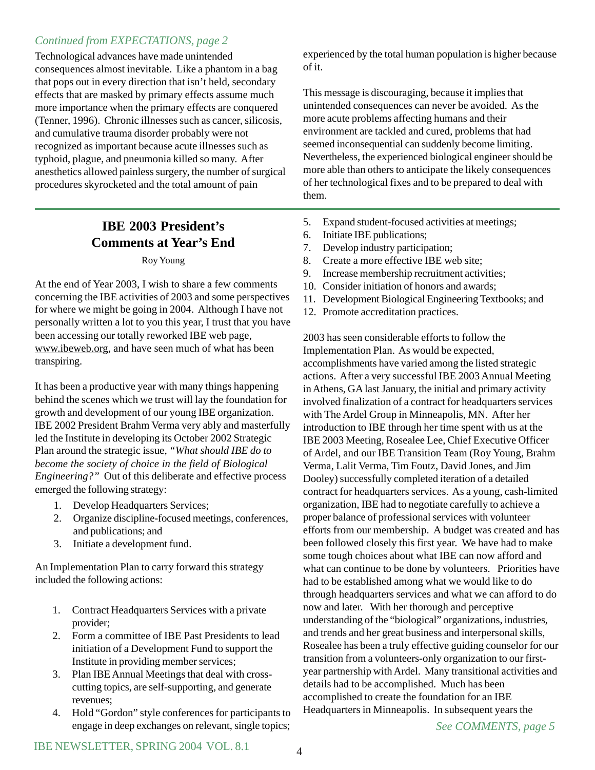*Continued from EXPECTATIONS, page 2*

Technological advances have made unintended consequences almost inevitable. Like a phantom in a bag that pops out in every direction that isn't held, secondary effects that are masked by primary effects assume much more importance when the primary effects are conquered (Tenner, 1996). Chronic illnesses such as cancer, silicosis, and cumulative trauma disorder probably were not recognized as important because acute illnesses such as typhoid, plague, and pneumonia killed so many. After anesthetics allowed painless surgery, the number of surgical procedures skyrocketed and the total amount of pain experienced by the total human population is higher because of it.

This message is discouraging, because it implies that unintended consequences can never be avoided. As the more acute problems affecting humans and their environment are tackled and cured, problems that had seemed inconsequential can suddenly become limiting. Nevertheless, the experienced biological engineer should be more able than others to anticipate the likely consequences of her technological fixes and to be prepared to deal with them.

---

## IBE 2003 President's Comments at Year's End

Roy Young

At the end of Year 2003, I wish to share a few comments concerning the IBE activities of 2003 and some perspectives for where we might be going in 2004. Although I have not personally written a lot to you this year, I trust that you have been accessing our totally reworked IBE web page, www.ibeweb.org, and have seen much of what has been transpiring.

It has been a productive year with many things happening behind the scenes which we trust will lay the foundation for growth and development of our young IBE organization. IBE 2002 President Brahm Verma very ably and masterfully led the Institute in developing its October 2002 Strategic Plan around the strategic issue, *"What should IBE do to become the society of choice in the field of Biological Engineering?"* Out of this deliberate and effective process emerged the following strategy:

1. Develop Headquarters Services;
2. Organize discipline-focused meetings, conferences, and publications; and
3. Initiate a development fund.

An Implementation Plan to carry forward this strategy included the following actions:

1. Contract Headquarters Services with a private provider;
2. Form a committee of IBE Past Presidents to lead initiation of a Development Fund to support the Institute in providing member services;
3. Plan IBE Annual Meetings that deal with cross-cutting topics, are self-supporting, and generate revenues;
4. Hold "Gordon" style conferences for participants to engage in deep exchanges on relevant, single topics;
5. Expand student-focused activities at meetings;
6. Initiate IBE publications;
7. Develop industry participation;
8. Create a more effective IBE web site;
9. Increase membership recruitment activities;
10. Consider initiation of honors and awards;
11. Development Biological Engineering Textbooks; and
12. Promote accreditation practices.

2003 has seen considerable efforts to follow the Implementation Plan. As would be expected, accomplishments have varied among the listed strategic actions. After a very successful IBE 2003 Annual Meeting in Athens, GA last January, the initial and primary activity involved finalization of a contract for headquarters services with The Ardel Group in Minneapolis, MN. After her introduction to IBE through her time spent with us at the IBE 2003 Meeting, Rosealee Lee, Chief Executive Officer of Ardel, and our IBE Transition Team (Roy Young, Brahm Verma, Lalit Verma, Tim Foutz, David Jones, and Jim Dooley) successfully completed iteration of a detailed contract for headquarters services. As a young, cash-limited organization, IBE had to negotiate carefully to achieve a proper balance of professional services with volunteer efforts from our membership. A budget was created and has been followed closely this first year. We have had to make some tough choices about what IBE can now afford and what can continue to be done by volunteers. Priorities have had to be established among what we would like to do through headquarters services and what we can afford to do now and later. With her thorough and perceptive understanding of the "biological" organizations, industries, and trends and her great business and interpersonal skills, Rosealee has been a truly effective guiding counselor for our transition from a volunteers-only organization to our first-year partnership with Ardel. Many transitional activities and details had to be accomplished. Much has been accomplished to create the foundation for an IBE Headquarters in Minneapolis. In subsequent years the

*See COMMENTS, page 5*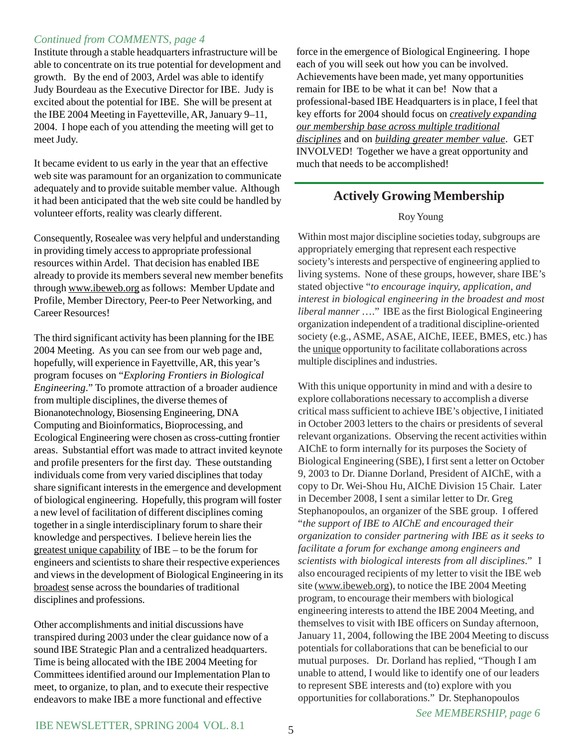*Continued from COMMENTS, page 4*

Institute through a stable headquarters infrastructure will be able to concentrate on its true potential for development and growth. By the end of 2003, Ardel was able to identify Judy Bourdeau as the Executive Director for IBE. Judy is excited about the potential for IBE. She will be present at the IBE 2004 Meeting in Fayetteville, AR, January 9–11, 2004. I hope each of you attending the meeting will get to meet Judy.

It became evident to us early in the year that an effective web site was paramount for an organization to communicate adequately and to provide suitable member value. Although it had been anticipated that the web site could be handled by volunteer efforts, reality was clearly different.

Consequently, Rosealee was very helpful and understanding in providing timely access to appropriate professional resources within Ardel. That decision has enabled IBE already to provide its members several new member benefits through www.ibeweb.org as follows: Member Update and Profile, Member Directory, Peer-to Peer Networking, and Career Resources!

The third significant activity has been planning for the IBE 2004 Meeting. As you can see from our web page and, hopefully, will experience in Fayettville, AR, this year's program focuses on "*Exploring Frontiers in Biological Engineering*." To promote attraction of a broader audience from multiple disciplines, the diverse themes of Bionanotechnology, Biosensing Engineering, DNA Computing and Bioinformatics, Bioprocessing, and Ecological Engineering were chosen as cross-cutting frontier areas. Substantial effort was made to attract invited keynote and profile presenters for the first day. These outstanding individuals come from very varied disciplines that today share significant interests in the emergence and development of biological engineering. Hopefully, this program will foster a new level of facilitation of different disciplines coming together in a single interdisciplinary forum to share their knowledge and perspectives. I believe herein lies the greatest unique capability of IBE – to be the forum for engineers and scientists to share their respective experiences and views in the development of Biological Engineering in its broadest sense across the boundaries of traditional disciplines and professions.

Other accomplishments and initial discussions have transpired during 2003 under the clear guidance now of a sound IBE Strategic Plan and a centralized headquarters. Time is being allocated with the IBE 2004 Meeting for Committees identified around our Implementation Plan to meet, to organize, to plan, and to execute their respective endeavors to make IBE a more functional and effective force in the emergence of Biological Engineering. I hope each of you will seek out how you can be involved. Achievements have been made, yet many opportunities remain for IBE to be what it can be! Now that a professional-based IBE Headquarters is in place, I feel that key efforts for 2004 should focus on ***creatively expanding our membership base across multiple traditional disciplines*** and on ***building greater member value***. GET INVOLVED! Together we have a great opportunity and much that needs to be accomplished!

## Actively Growing Membership

Roy Young

Within most major discipline societies today, subgroups are appropriately emerging that represent each respective society's interests and perspective of engineering applied to living systems. None of these groups, however, share IBE's stated objective "*to encourage inquiry, application, and interest in biological engineering in the broadest and most liberal manner* …." IBE as the first Biological Engineering organization independent of a traditional discipline-oriented society (e.g., ASME, ASAE, AIChE, IEEE, BMES, etc.) has the unique opportunity to facilitate collaborations across multiple disciplines and industries.

With this unique opportunity in mind and with a desire to explore collaborations necessary to accomplish a diverse critical mass sufficient to achieve IBE's objective, I initiated in October 2003 letters to the chairs or presidents of several relevant organizations. Observing the recent activities within AIChE to form internally for its purposes the Society of Biological Engineering (SBE), I first sent a letter on October 9, 2003 to Dr. Dianne Dorland, President of AIChE, with a copy to Dr. Wei-Shou Hu, AIChE Division 15 Chair. Later in December 2008, I sent a similar letter to Dr. Greg Stephanopoulos, an organizer of the SBE group. I offered "*the support of IBE to AIChE and encouraged their organization to consider partnering with IBE as it seeks to facilitate a forum for exchange among engineers and scientists with biological interests from all disciplines*." I also encouraged recipients of my letter to visit the IBE web site (www.ibeweb.org), to notice the IBE 2004 Meeting program, to encourage their members with biological engineering interests to attend the IBE 2004 Meeting, and themselves to visit with IBE officers on Sunday afternoon, January 11, 2004, following the IBE 2004 Meeting to discuss potentials for collaborations that can be beneficial to our mutual purposes. Dr. Dorland has replied, "Though I am unable to attend, I would like to identify one of our leaders to represent SBE interests and (to) explore with you opportunities for collaborations." Dr. Stephanopoulos

*See MEMBERSHIP, page 6*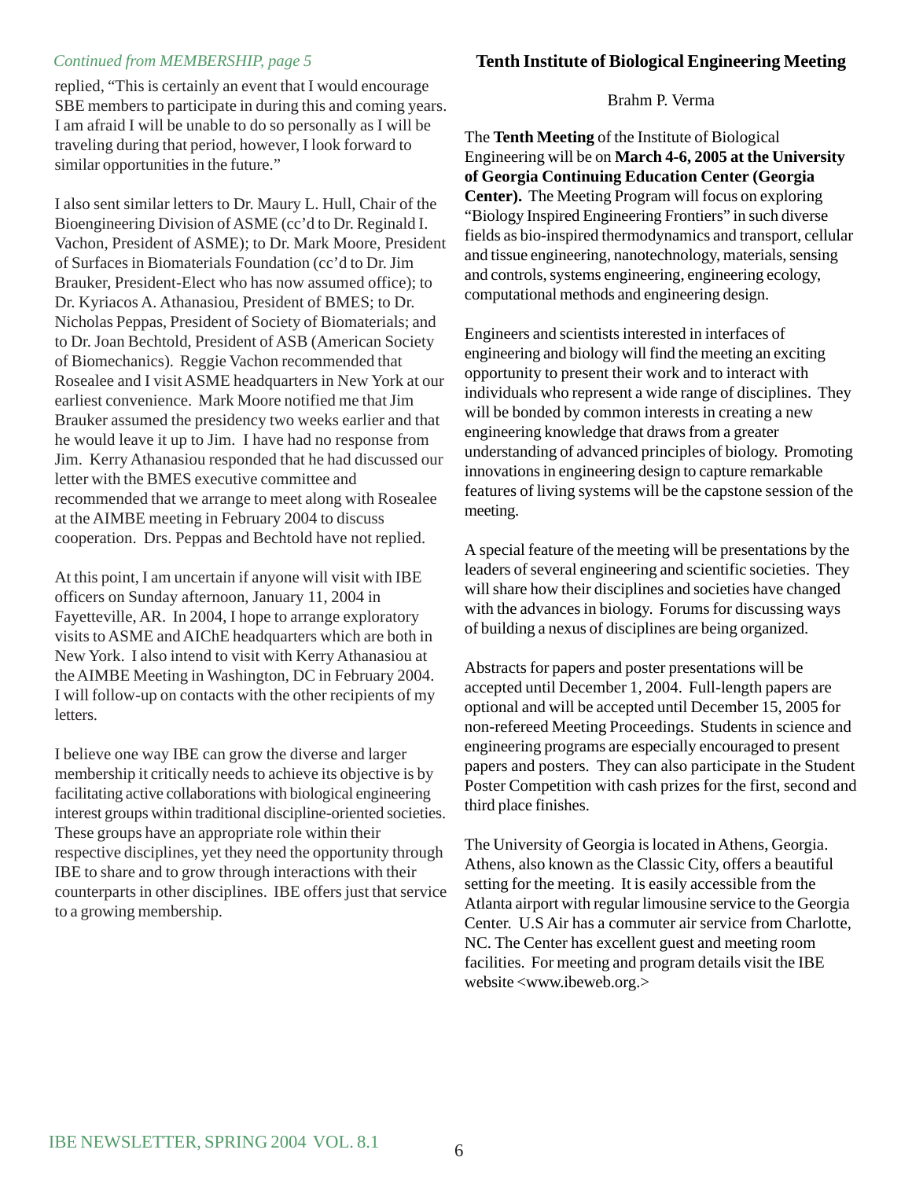*Continued from MEMBERSHIP, page 5*

replied, "This is certainly an event that I would encourage SBE members to participate in during this and coming years. I am afraid I will be unable to do so personally as I will be traveling during that period, however, I look forward to similar opportunities in the future."

I also sent similar letters to Dr. Maury L. Hull, Chair of the Bioengineering Division of ASME (cc'd to Dr. Reginald I. Vachon, President of ASME); to Dr. Mark Moore, President of Surfaces in Biomaterials Foundation (cc'd to Dr. Jim Brauker, President-Elect who has now assumed office); to Dr. Kyriacos A. Athanasiou, President of BMES; to Dr. Nicholas Peppas, President of Society of Biomaterials; and to Dr. Joan Bechtold, President of ASB (American Society of Biomechanics). Reggie Vachon recommended that Rosealee and I visit ASME headquarters in New York at our earliest convenience. Mark Moore notified me that Jim Brauker assumed the presidency two weeks earlier and that he would leave it up to Jim. I have had no response from Jim. Kerry Athanasiou responded that he had discussed our letter with the BMES executive committee and recommended that we arrange to meet along with Rosealee at the AIMBE meeting in February 2004 to discuss cooperation. Drs. Peppas and Bechtold have not replied.

At this point, I am uncertain if anyone will visit with IBE officers on Sunday afternoon, January 11, 2004 in Fayetteville, AR. In 2004, I hope to arrange exploratory visits to ASME and AIChE headquarters which are both in New York. I also intend to visit with Kerry Athanasiou at the AIMBE Meeting in Washington, DC in February 2004. I will follow-up on contacts with the other recipients of my letters.

I believe one way IBE can grow the diverse and larger membership it critically needs to achieve its objective is by facilitating active collaborations with biological engineering interest groups within traditional discipline-oriented societies. These groups have an appropriate role within their respective disciplines, yet they need the opportunity through IBE to share and to grow through interactions with their counterparts in other disciplines. IBE offers just that service to a growing membership.

## Tenth Institute of Biological Engineering Meeting

Brahm P. Verma

The **Tenth Meeting** of the Institute of Biological Engineering will be on **March 4-6, 2005 at the University of Georgia Continuing Education Center (Georgia Center).** The Meeting Program will focus on exploring "Biology Inspired Engineering Frontiers" in such diverse fields as bio-inspired thermodynamics and transport, cellular and tissue engineering, nanotechnology, materials, sensing and controls, systems engineering, engineering ecology, computational methods and engineering design.

Engineers and scientists interested in interfaces of engineering and biology will find the meeting an exciting opportunity to present their work and to interact with individuals who represent a wide range of disciplines. They will be bonded by common interests in creating a new engineering knowledge that draws from a greater understanding of advanced principles of biology. Promoting innovations in engineering design to capture remarkable features of living systems will be the capstone session of the meeting.

A special feature of the meeting will be presentations by the leaders of several engineering and scientific societies. They will share how their disciplines and societies have changed with the advances in biology. Forums for discussing ways of building a nexus of disciplines are being organized.

Abstracts for papers and poster presentations will be accepted until December 1, 2004. Full-length papers are optional and will be accepted until December 15, 2005 for non-refereed Meeting Proceedings. Students in science and engineering programs are especially encouraged to present papers and posters. They can also participate in the Student Poster Competition with cash prizes for the first, second and third place finishes.

The University of Georgia is located in Athens, Georgia. Athens, also known as the Classic City, offers a beautiful setting for the meeting. It is easily accessible from the Atlanta airport with regular limousine service to the Georgia Center. U.S Air has a commuter air service from Charlotte, NC. The Center has excellent guest and meeting room facilities. For meeting and program details visit the IBE website <www.ibeweb.org.>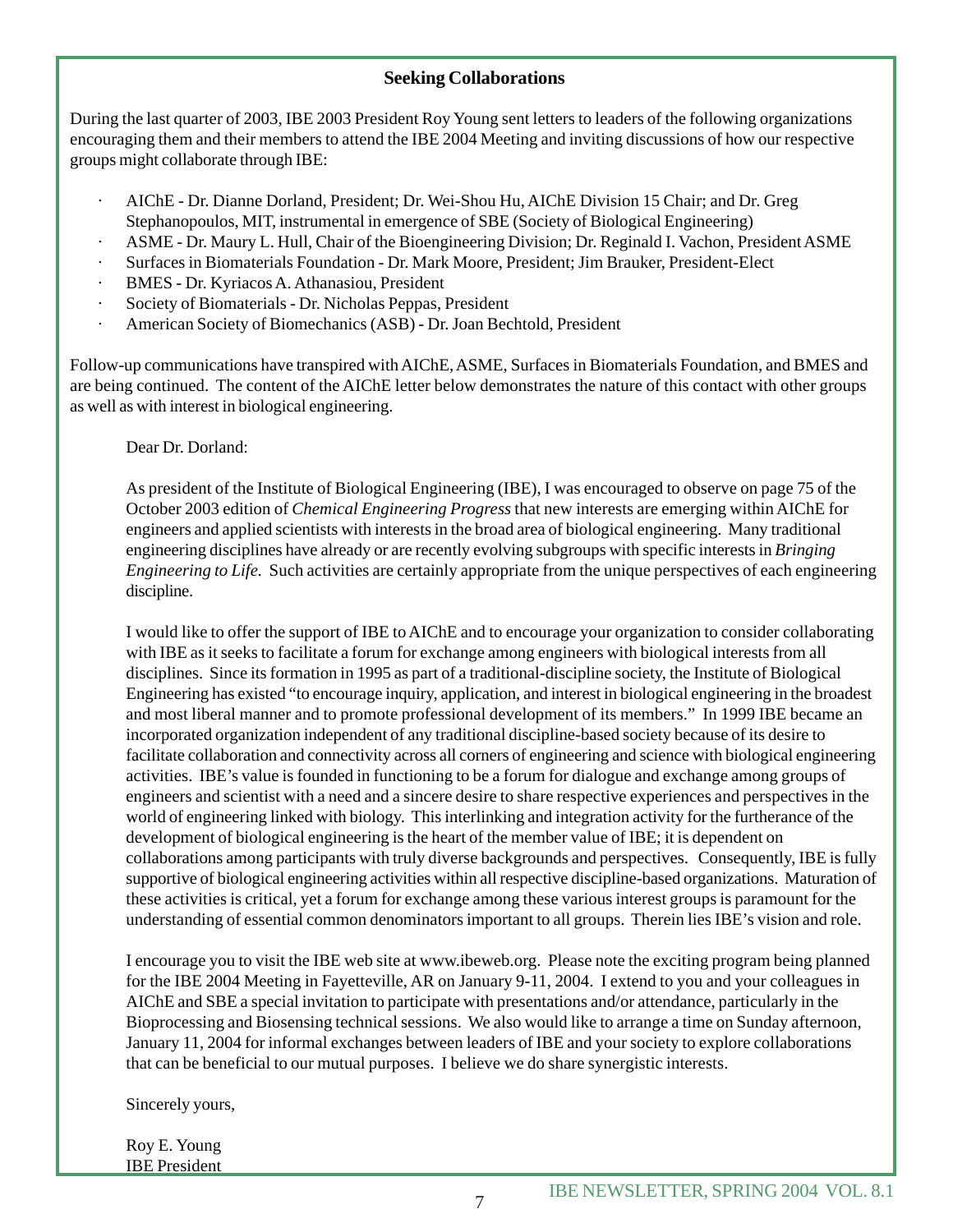## Seeking Collaborations

During the last quarter of 2003, IBE 2003 President Roy Young sent letters to leaders of the following organizations encouraging them and their members to attend the IBE 2004 Meeting and inviting discussions of how our respective groups might collaborate through IBE:

- AIChE - Dr. Dianne Dorland, President; Dr. Wei-Shou Hu, AIChE Division 15 Chair; and Dr. Greg Stephanopoulos, MIT, instrumental in emergence of SBE (Society of Biological Engineering)
- ASME - Dr. Maury L. Hull, Chair of the Bioengineering Division; Dr. Reginald I. Vachon, President ASME
- Surfaces in Biomaterials Foundation - Dr. Mark Moore, President; Jim Brauker, President-Elect
- BMES - Dr. Kyriacos A. Athanasiou, President
- Society of Biomaterials - Dr. Nicholas Peppas, President
- American Society of Biomechanics (ASB) - Dr. Joan Bechtold, President

Follow-up communications have transpired with AIChE, ASME, Surfaces in Biomaterials Foundation, and BMES and are being continued. The content of the AIChE letter below demonstrates the nature of this contact with other groups as well as with interest in biological engineering.

Dear Dr. Dorland:

As president of the Institute of Biological Engineering (IBE), I was encouraged to observe on page 75 of the October 2003 edition of *Chemical Engineering Progress* that new interests are emerging within AIChE for engineers and applied scientists with interests in the broad area of biological engineering. Many traditional engineering disciplines have already or are recently evolving subgroups with specific interests in *Bringing Engineering to Life.* Such activities are certainly appropriate from the unique perspectives of each engineering discipline.

I would like to offer the support of IBE to AIChE and to encourage your organization to consider collaborating with IBE as it seeks to facilitate a forum for exchange among engineers with biological interests from all disciplines. Since its formation in 1995 as part of a traditional-discipline society, the Institute of Biological Engineering has existed "to encourage inquiry, application, and interest in biological engineering in the broadest and most liberal manner and to promote professional development of its members." In 1999 IBE became an incorporated organization independent of any traditional discipline-based society because of its desire to facilitate collaboration and connectivity across all corners of engineering and science with biological engineering activities. IBE's value is founded in functioning to be a forum for dialogue and exchange among groups of engineers and scientist with a need and a sincere desire to share respective experiences and perspectives in the world of engineering linked with biology. This interlinking and integration activity for the furtherance of the development of biological engineering is the heart of the member value of IBE; it is dependent on collaborations among participants with truly diverse backgrounds and perspectives. Consequently, IBE is fully supportive of biological engineering activities within all respective discipline-based organizations. Maturation of these activities is critical, yet a forum for exchange among these various interest groups is paramount for the understanding of essential common denominators important to all groups. Therein lies IBE's vision and role.

I encourage you to visit the IBE web site at www.ibeweb.org. Please note the exciting program being planned for the IBE 2004 Meeting in Fayetteville, AR on January 9-11, 2004. I extend to you and your colleagues in AIChE and SBE a special invitation to participate with presentations and/or attendance, particularly in the Bioprocessing and Biosensing technical sessions. We also would like to arrange a time on Sunday afternoon, January 11, 2004 for informal exchanges between leaders of IBE and your society to explore collaborations that can be beneficial to our mutual purposes. I believe we do share synergistic interests.

Sincerely yours,

Roy E. Young
IBE President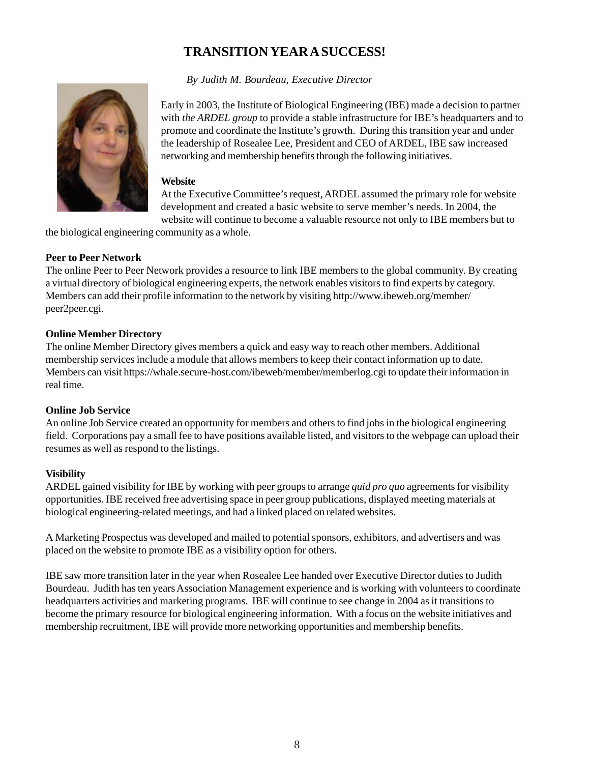# TRANSITION YEAR A SUCCESS!

*By Judith M. Bourdeau, Executive Director*

Early in 2003, the Institute of Biological Engineering (IBE) made a decision to partner with *the ARDEL group* to provide a stable infrastructure for IBE's headquarters and to promote and coordinate the Institute's growth. During this transition year and under the leadership of Rosealee Lee, President and CEO of ARDEL, IBE saw increased networking and membership benefits through the following initiatives.

**Website**

At the Executive Committee's request, ARDEL assumed the primary role for website development and created a basic website to serve member's needs. In 2004, the website will continue to become a valuable resource not only to IBE members but to the biological engineering community as a whole.

**Peer to Peer Network**

The online Peer to Peer Network provides a resource to link IBE members to the global community. By creating a virtual directory of biological engineering experts, the network enables visitors to find experts by category. Members can add their profile information to the network by visiting http://www.ibeweb.org/member/peer2peer.cgi.

**Online Member Directory**

The online Member Directory gives members a quick and easy way to reach other members. Additional membership services include a module that allows members to keep their contact information up to date. Members can visit https://whale.secure-host.com/ibeweb/member/memberlog.cgi to update their information in real time.

**Online Job Service**

An online Job Service created an opportunity for members and others to find jobs in the biological engineering field. Corporations pay a small fee to have positions available listed, and visitors to the webpage can upload their resumes as well as respond to the listings.

**Visibility**

ARDEL gained visibility for IBE by working with peer groups to arrange *quid pro quo* agreements for visibility opportunities. IBE received free advertising space in peer group publications, displayed meeting materials at biological engineering-related meetings, and had a linked placed on related websites.

A Marketing Prospectus was developed and mailed to potential sponsors, exhibitors, and advertisers and was placed on the website to promote IBE as a visibility option for others.

IBE saw more transition later in the year when Rosealee Lee handed over Executive Director duties to Judith Bourdeau. Judith has ten years Association Management experience and is working with volunteers to coordinate headquarters activities and marketing programs. IBE will continue to see change in 2004 as it transitions to become the primary resource for biological engineering information. With a focus on the website initiatives and membership recruitment, IBE will provide more networking opportunities and membership benefits.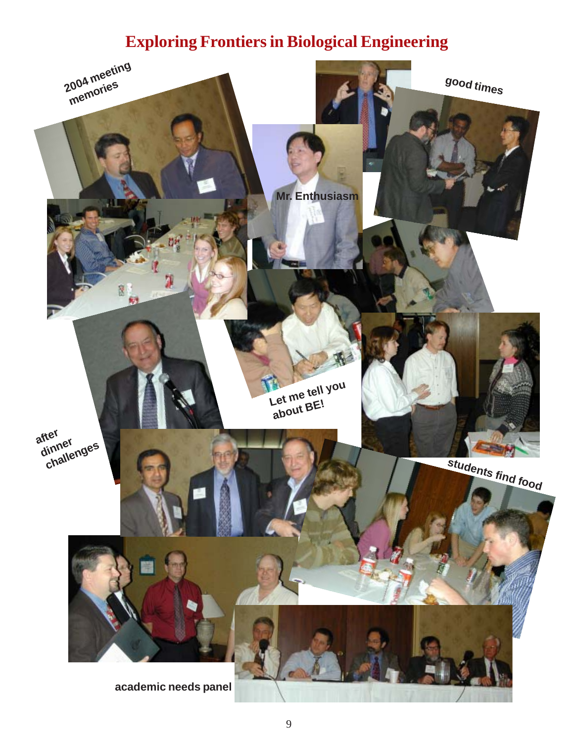# Exploring Frontiers in Biological Engineering

2004 meeting memories

good times

Mr. Enthusiasm

Let me tell you about BE!

after dinner challenges

students find food

academic needs panel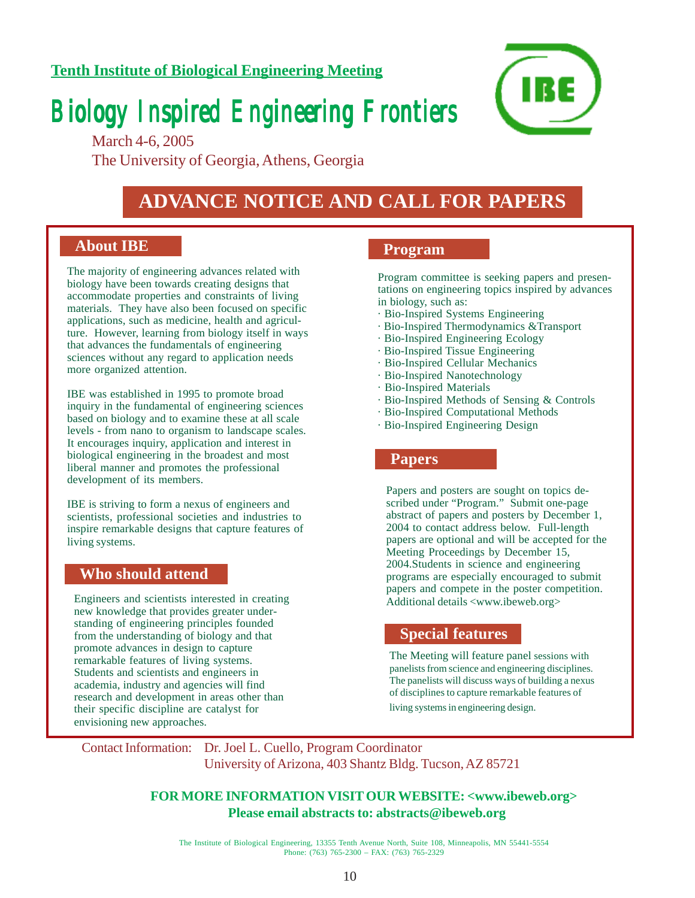**Tenth Institute of Biological Engineering Meeting**

# Biology Inspired Engineering Frontiers

March 4-6, 2005
The University of Georgia, Athens, Georgia

## ADVANCE NOTICE AND CALL FOR PAPERS

### About IBE

The majority of engineering advances related with biology have been towards creating designs that accommodate properties and constraints of living materials. They have also been focused on specific applications, such as medicine, health and agriculture. However, learning from biology itself in ways that advances the fundamentals of engineering sciences without any regard to application needs more organized attention.

IBE was established in 1995 to promote broad inquiry in the fundamental of engineering sciences based on biology and to examine these at all scale levels - from nano to organism to landscape scales. It encourages inquiry, application and interest in biological engineering in the broadest and most liberal manner and promotes the professional development of its members.

IBE is striving to form a nexus of engineers and scientists, professional societies and industries to inspire remarkable designs that capture features of living systems.

### Who should attend

Engineers and scientists interested in creating new knowledge that provides greater understanding of engineering principles founded from the understanding of biology and that promote advances in design to capture remarkable features of living systems. Students and scientists and engineers in academia, industry and agencies will find research and development in areas other than their specific discipline are catalyst for envisioning new approaches.

### Program

Program committee is seeking papers and presentations on engineering topics inspired by advances in biology, such as:

- Bio-Inspired Systems Engineering
- Bio-Inspired Thermodynamics &Transport
- Bio-Inspired Engineering Ecology
- Bio-Inspired Tissue Engineering
- Bio-Inspired Cellular Mechanics
- Bio-Inspired Nanotechnology
- Bio-Inspired Materials
- Bio-Inspired Methods of Sensing & Controls
- Bio-Inspired Computational Methods
- Bio-Inspired Engineering Design

### Papers

Papers and posters are sought on topics described under "Program." Submit one-page abstract of papers and posters by December 1, 2004 to contact address below. Full-length papers are optional and will be accepted for the Meeting Proceedings by December 15, 2004.Students in science and engineering programs are especially encouraged to submit papers and compete in the poster competition. Additional details <www.ibeweb.org>

### Special features

The Meeting will feature panel sessions with panelists from science and engineering disciplines. The panelists will discuss ways of building a nexus of disciplines to capture remarkable features of living systems in engineering design.

Contact Information: Dr. Joel L. Cuello, Program Coordinator
University of Arizona, 403 Shantz Bldg. Tucson, AZ 85721

**FOR MORE INFORMATION VISIT OUR WEBSITE: <www.ibeweb.org>**
**Please email abstracts to: abstracts@ibeweb.org**

The Institute of Biological Engineering, 13355 Tenth Avenue North, Suite 108, Minneapolis, MN 55441-5554
Phone: (763) 765-2300 – FAX: (763) 765-2329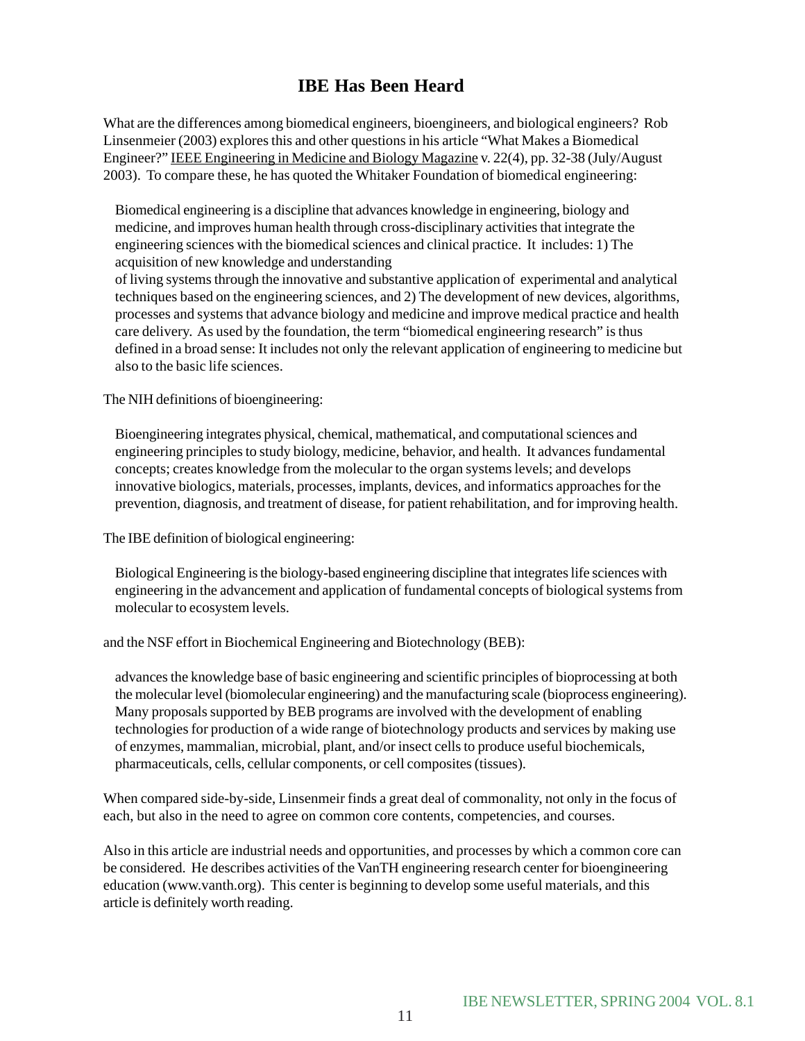# IBE Has Been Heard

What are the differences among biomedical engineers, bioengineers, and biological engineers? Rob Linsenmeier (2003) explores this and other questions in his article "What Makes a Biomedical Engineer?" IEEE Engineering in Medicine and Biology Magazine v. 22(4), pp. 32-38 (July/August 2003). To compare these, he has quoted the Whitaker Foundation of biomedical engineering:

> Biomedical engineering is a discipline that advances knowledge in engineering, biology and medicine, and improves human health through cross-disciplinary activities that integrate the engineering sciences with the biomedical sciences and clinical practice. It includes: 1) The acquisition of new knowledge and understanding of living systems through the innovative and substantive application of experimental and analytical techniques based on the engineering sciences, and 2) The development of new devices, algorithms, processes and systems that advance biology and medicine and improve medical practice and health care delivery. As used by the foundation, the term "biomedical engineering research" is thus defined in a broad sense: It includes not only the relevant application of engineering to medicine but also to the basic life sciences.

The NIH definitions of bioengineering:

> Bioengineering integrates physical, chemical, mathematical, and computational sciences and engineering principles to study biology, medicine, behavior, and health. It advances fundamental concepts; creates knowledge from the molecular to the organ systems levels; and develops innovative biologics, materials, processes, implants, devices, and informatics approaches for the prevention, diagnosis, and treatment of disease, for patient rehabilitation, and for improving health.

The IBE definition of biological engineering:

> Biological Engineering is the biology-based engineering discipline that integrates life sciences with engineering in the advancement and application of fundamental concepts of biological systems from molecular to ecosystem levels.

and the NSF effort in Biochemical Engineering and Biotechnology (BEB):

> advances the knowledge base of basic engineering and scientific principles of bioprocessing at both the molecular level (biomolecular engineering) and the manufacturing scale (bioprocess engineering). Many proposals supported by BEB programs are involved with the development of enabling technologies for production of a wide range of biotechnology products and services by making use of enzymes, mammalian, microbial, plant, and/or insect cells to produce useful biochemicals, pharmaceuticals, cells, cellular components, or cell composites (tissues).

When compared side-by-side, Linsenmeir finds a great deal of commonality, not only in the focus of each, but also in the need to agree on common core contents, competencies, and courses.

Also in this article are industrial needs and opportunities, and processes by which a common core can be considered. He describes activities of the VanTH engineering research center for bioengineering education (www.vanth.org). This center is beginning to develop some useful materials, and this article is definitely worth reading.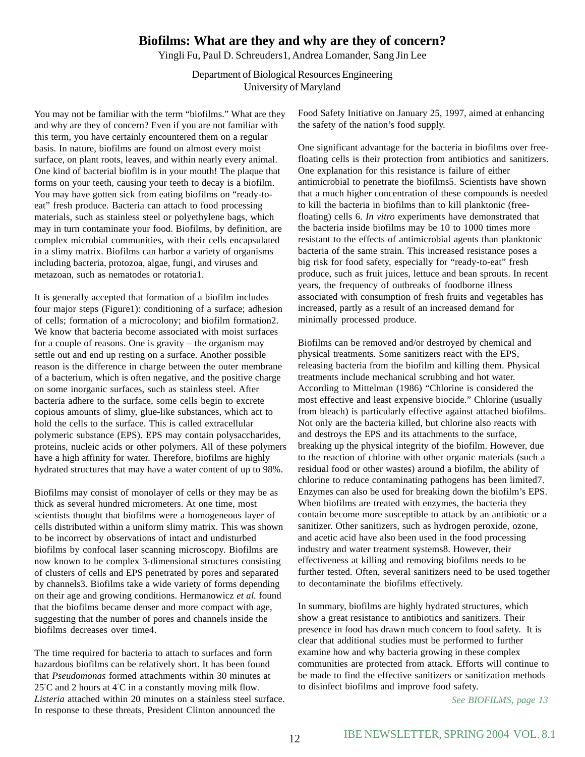# Biofilms: What are they and why are they of concern?

Yingli Fu, Paul D. Schreuders1, Andrea Lomander, Sang Jin Lee

Department of Biological Resources Engineering
University of Maryland

You may not be familiar with the term “biofilms.” What are they and why are they of concern? Even if you are not familiar with this term, you have certainly encountered them on a regular basis. In nature, biofilms are found on almost every moist surface, on plant roots, leaves, and within nearly every animal. One kind of bacterial biofilm is in your mouth! The plaque that forms on your teeth, causing your teeth to decay is a biofilm. You may have gotten sick from eating biofilms on “ready-to-eat” fresh produce. Bacteria can attach to food processing materials, such as stainless steel or polyethylene bags, which may in turn contaminate your food. Biofilms, by definition, are complex microbial communities, with their cells encapsulated in a slimy matrix. Biofilms can harbor a variety of organisms including bacteria, protozoa, algae, fungi, and viruses and metazoan, such as nematodes or rotatoria1.

It is generally accepted that formation of a biofilm includes four major steps (Figure1): conditioning of a surface; adhesion of cells; formation of a microcolony; and biofilm formation2. We know that bacteria become associated with moist surfaces for a couple of reasons. One is gravity – the organism may settle out and end up resting on a surface. Another possible reason is the difference in charge between the outer membrane of a bacterium, which is often negative, and the positive charge on some inorganic surfaces, such as stainless steel. After bacteria adhere to the surface, some cells begin to excrete copious amounts of slimy, glue-like substances, which act to hold the cells to the surface. This is called extracellular polymeric substance (EPS). EPS may contain polysaccharides, proteins, nucleic acids or other polymers. All of these polymers have a high affinity for water. Therefore, biofilms are highly hydrated structures that may have a water content of up to 98%.

Biofilms may consist of monolayer of cells or they may be as thick as several hundred micrometers. At one time, most scientists thought that biofilms were a homogeneous layer of cells distributed within a uniform slimy matrix. This was shown to be incorrect by observations of intact and undisturbed biofilms by confocal laser scanning microscopy. Biofilms are now known to be complex 3-dimensional structures consisting of clusters of cells and EPS penetrated by pores and separated by channels3. Biofilms take a wide variety of forms depending on their age and growing conditions. Hermanowicz *et al.* found that the biofilms became denser and more compact with age, suggesting that the number of pores and channels inside the biofilms decreases over time4.

The time required for bacteria to attach to surfaces and form hazardous biofilms can be relatively short. It has been found that *Pseudomonas* formed attachments within 30 minutes at 25˚C and 2 hours at 4˚C in a constantly moving milk flow. *Listeria* attached within 20 minutes on a stainless steel surface. In response to these threats, President Clinton announced the Food Safety Initiative on January 25, 1997, aimed at enhancing the safety of the nation’s food supply.

One significant advantage for the bacteria in biofilms over free-floating cells is their protection from antibiotics and sanitizers. One explanation for this resistance is failure of either antimicrobial to penetrate the biofilms5. Scientists have shown that a much higher concentration of these compounds is needed to kill the bacteria in biofilms than to kill planktonic (free-floating) cells 6. *In vitro* experiments have demonstrated that the bacteria inside biofilms may be 10 to 1000 times more resistant to the effects of antimicrobial agents than planktonic bacteria of the same strain. This increased resistance poses a big risk for food safety, especially for “ready-to-eat” fresh produce, such as fruit juices, lettuce and bean sprouts. In recent years, the frequency of outbreaks of foodborne illness associated with consumption of fresh fruits and vegetables has increased, partly as a result of an increased demand for minimally processed produce.

Biofilms can be removed and/or destroyed by chemical and physical treatments. Some sanitizers react with the EPS, releasing bacteria from the biofilm and killing them. Physical treatments include mechanical scrubbing and hot water. According to Mittelman (1986) “Chlorine is considered the most effective and least expensive biocide.” Chlorine (usually from bleach) is particularly effective against attached biofilms. Not only are the bacteria killed, but chlorine also reacts with and destroys the EPS and its attachments to the surface, breaking up the physical integrity of the biofilm. However, due to the reaction of chlorine with other organic materials (such a residual food or other wastes) around a biofilm, the ability of chlorine to reduce contaminating pathogens has been limited7. Enzymes can also be used for breaking down the biofilm’s EPS. When biofilms are treated with enzymes, the bacteria they contain become more susceptible to attack by an antibiotic or a sanitizer. Other sanitizers, such as hydrogen peroxide, ozone, and acetic acid have also been used in the food processing industry and water treatment systems8. However, their effectiveness at killing and removing biofilms needs to be further tested. Often, several sanitizers need to be used together to decontaminate the biofilms effectively.

In summary, biofilms are highly hydrated structures, which show a great resistance to antibiotics and sanitizers. Their presence in food has drawn much concern to food safety. It is clear that additional studies must be performed to further examine how and why bacteria growing in these complex communities are protected from attack. Efforts will continue to be made to find the effective sanitizers or sanitization methods to disinfect biofilms and improve food safety.

*See BIOFILMS, page 13*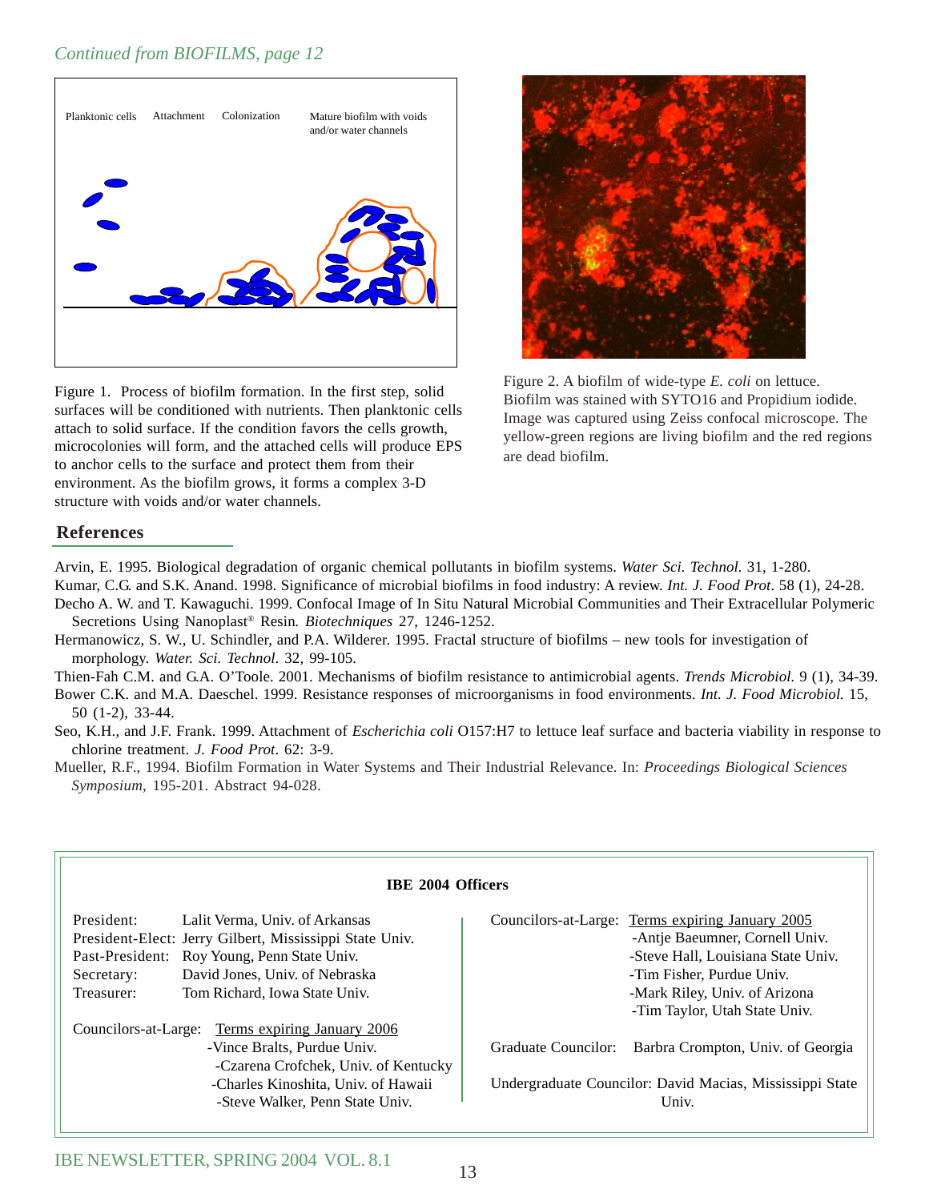*Continued from BIOFILMS, page 12*

Planktonic cells

Attachment

Colonization

Mature biofilm with voids and/or water channels

Figure 1. Process of biofilm formation. In the first step, solid surfaces will be conditioned with nutrients. Then planktonic cells attach to solid surface. If the condition favors the cells growth, microcolonies will form, and the attached cells will produce EPS to anchor cells to the surface and protect them from their environment. As the biofilm grows, it forms a complex 3-D structure with voids and/or water channels.

Figure 2. A biofilm of wide-type *E. coli* on lettuce. Biofilm was stained with SYTO16 and Propidium iodide. Image was captured using Zeiss confocal microscope. The yellow-green regions are living biofilm and the red regions are dead biofilm.

## References

Arvin, E. 1995. Biological degradation of organic chemical pollutants in biofilm systems. *Water Sci. Technol.* 31, 1-280.

Kumar, C.G. and S.K. Anand. 1998. Significance of microbial biofilms in food industry: A review. *Int. J. Food Prot*. 58 (1), 24-28.

Decho A. W. and T. Kawaguchi. 1999. Confocal Image of In Situ Natural Microbial Communities and Their Extracellular Polymeric Secretions Using Nanoplast® Resin. *Biotechniques* 27, 1246-1252.

Hermanowicz, S. W., U. Schindler, and P.A. Wilderer. 1995. Fractal structure of biofilms – new tools for investigation of morphology. *Water. Sci. Technol*. 32, 99-105.

Thien-Fah C.M. and G.A. O'Toole. 2001. Mechanisms of biofilm resistance to antimicrobial agents. *Trends Microbiol.* 9 (1), 34-39.

Bower C.K. and M.A. Daeschel. 1999. Resistance responses of microorganisms in food environments. *Int. J. Food Microbiol.* 15, 50 (1-2), 33-44.

Seo, K.H., and J.F. Frank. 1999. Attachment of *Escherichia coli* O157:H7 to lettuce leaf surface and bacteria viability in response to chlorine treatment. *J. Food Prot*. 62: 3-9.

Mueller, R.F., 1994. Biofilm Formation in Water Systems and Their Industrial Relevance. In: *Proceedings Biological Sciences Symposium*, 195-201. Abstract 94-028.

---

**IBE 2004 Officers**

President: Lalit Verma, Univ. of Arkansas
President-Elect: Jerry Gilbert, Mississippi State Univ.
Past-President: Roy Young, Penn State Univ.
Secretary: David Jones, Univ. of Nebraska
Treasurer: Tom Richard, Iowa State Univ.

Councilors-at-Large: Terms expiring January 2006
- Vince Bralts, Purdue Univ.
- Czarena Crofchek, Univ. of Kentucky
- Charles Kinoshita, Univ. of Hawaii
- Steve Walker, Penn State Univ.

Councilors-at-Large: Terms expiring January 2005
- Antje Baeumner, Cornell Univ.
- Steve Hall, Louisiana State Univ.
- Tim Fisher, Purdue Univ.
- Mark Riley, Univ. of Arizona
- Tim Taylor, Utah State Univ.

Graduate Councilor: Barbra Crompton, Univ. of Georgia

Undergraduate Councilor: David Macias, Mississippi State Univ.